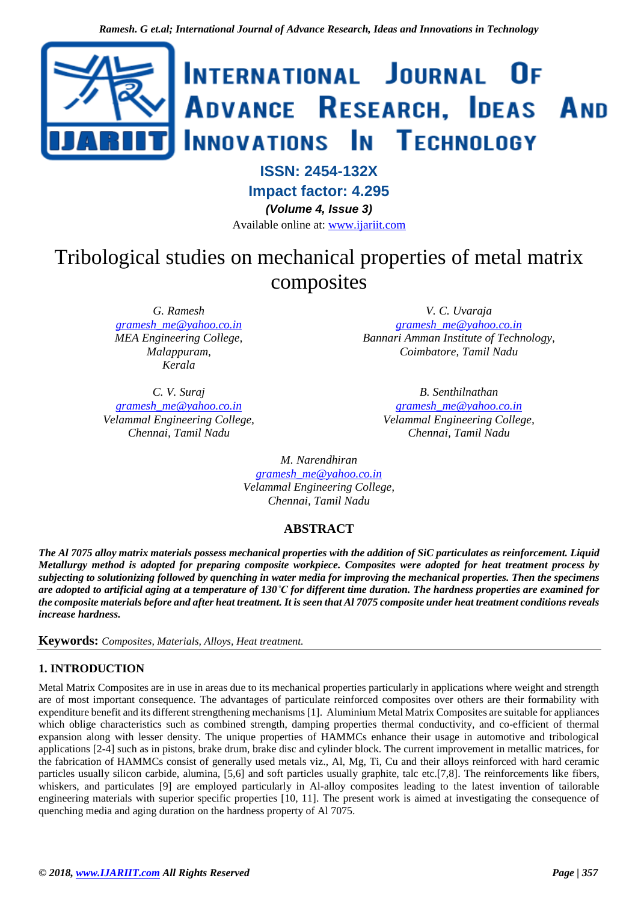ISSN: 2454-132X

Impact factor: 4.295

*(Volume 4, Issue 3)*

Available online at: www.ijariit.com

# Tribological studies on mechanical properties of metal matrix composites

*G. Ramesh*
gramesh_me@yahoo.co.in
*MEA Engineering College, Malappuram, Kerala*

*V. C. Uvaraja*
gramesh_me@yahoo.co.in
*Bannari Amman Institute of Technology, Coimbatore, Tamil Nadu*

*C. V. Suraj*
gramesh_me@yahoo.co.in
*Velammal Engineering College, Chennai, Tamil Nadu*

*B. Senthilnathan*
gramesh_me@yahoo.co.in
*Velammal Engineering College, Chennai, Tamil Nadu*

*M. Narendhiran*
gramesh_me@yahoo.co.in
*Velammal Engineering College, Chennai, Tamil Nadu*

## ABSTRACT

***The Al 7075 alloy matrix materials possess mechanical properties with the addition of SiC particulates as reinforcement. Liquid Metallurgy method is adopted for preparing composite workpiece. Composites were adopted for heat treatment process by subjecting to solutionizing followed by quenching in water media for improving the mechanical properties. Then the specimens are adopted to artificial aging at a temperature of 130˚C for different time duration. The hardness properties are examined for the composite materials before and after heat treatment. It is seen that Al 7075 composite under heat treatment conditions reveals increase hardness.***

**Keywords:** *Composites, Materials, Alloys, Heat treatment.*

## 1. INTRODUCTION

Metal Matrix Composites are in use in areas due to its mechanical properties particularly in applications where weight and strength are of most important consequence. The advantages of particulate reinforced composites over others are their formability with expenditure benefit and its different strengthening mechanisms [1]. Aluminium Metal Matrix Composites are suitable for appliances which oblige characteristics such as combined strength, damping properties thermal conductivity, and co-efficient of thermal expansion along with lesser density. The unique properties of HAMMCs enhance their usage in automotive and tribological applications [2-4] such as in pistons, brake drum, brake disc and cylinder block. The current improvement in metallic matrices, for the fabrication of HAMMCs consist of generally used metals viz., Al, Mg, Ti, Cu and their alloys reinforced with hard ceramic particles usually silicon carbide, alumina, [5,6] and soft particles usually graphite, talc etc.[7,8]. The reinforcements like fibers, whiskers, and particulates [9] are employed particularly in Al-alloy composites leading to the latest invention of tailorable engineering materials with superior specific properties [10, 11]. The present work is aimed at investigating the consequence of quenching media and aging duration on the hardness property of Al 7075.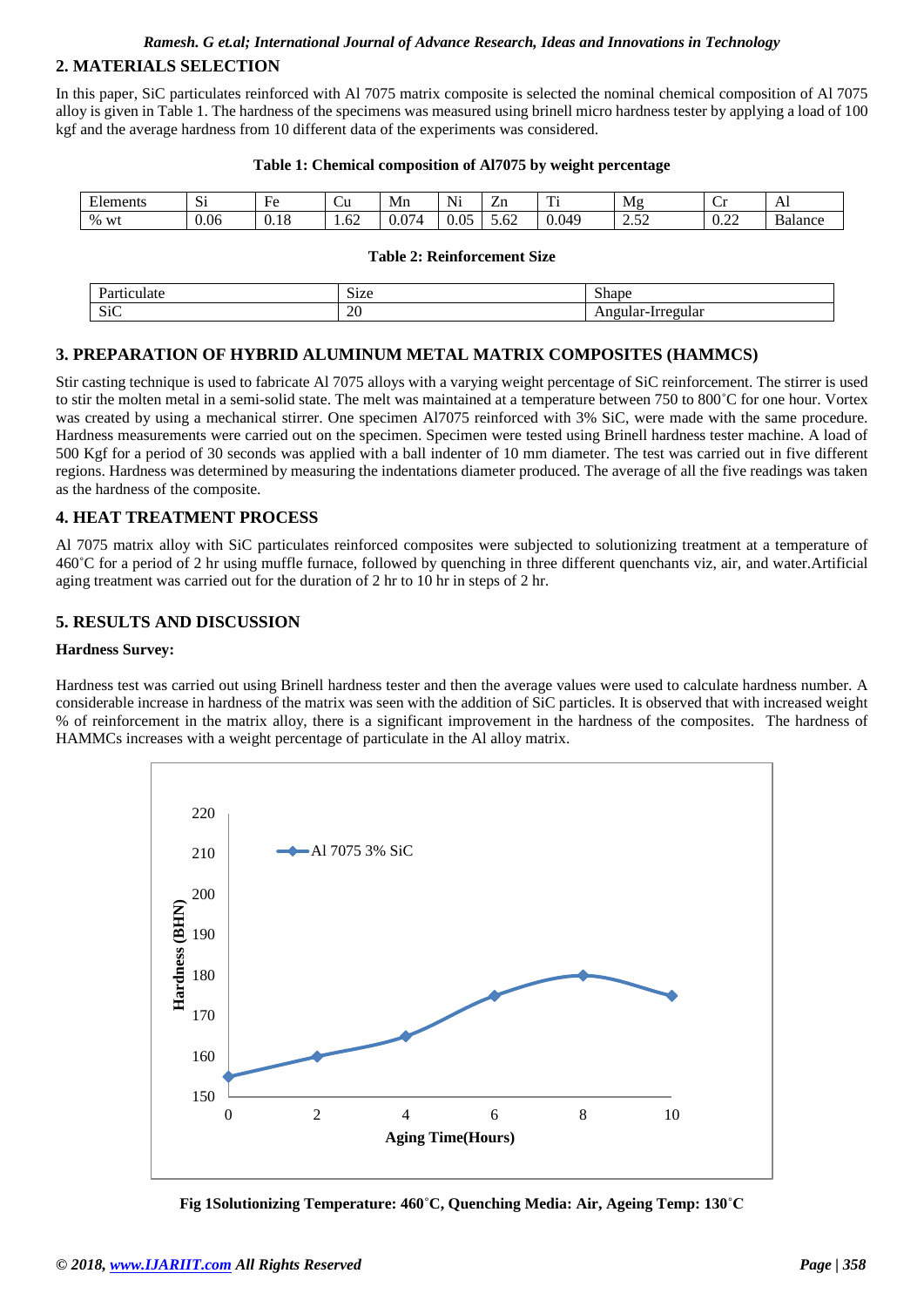## 2. MATERIALS SELECTION

In this paper, SiC particulates reinforced with Al 7075 matrix composite is selected the nominal chemical composition of Al 7075 alloy is given in Table 1. The hardness of the specimens was measured using brinell micro hardness tester by applying a load of 100 kgf and the average hardness from 10 different data of the experiments was considered.

**Table 1: Chemical composition of Al7075 by weight percentage**

| Elements | Si | Fe | Cu | Mn | Ni | Zn | Ti | Mg | Cr | Al |
|---|---|---|---|---|---|---|---|---|---|---|
| % wt | 0.06 | 0.18 | 1.62 | 0.074 | 0.05 | 5.62 | 0.049 | 2.52 | 0.22 | Balance |

**Table 2: Reinforcement Size**

| Particulate | Size | Shape |
|---|---|---|
| SiC | 20 | Angular-Irregular |

## 3. PREPARATION OF HYBRID ALUMINUM METAL MATRIX COMPOSITES (HAMMCS)

Stir casting technique is used to fabricate Al 7075 alloys with a varying weight percentage of SiC reinforcement. The stirrer is used to stir the molten metal in a semi-solid state. The melt was maintained at a temperature between 750 to 800˚C for one hour. Vortex was created by using a mechanical stirrer. One specimen Al7075 reinforced with 3% SiC, were made with the same procedure. Hardness measurements were carried out on the specimen. Specimen were tested using Brinell hardness tester machine. A load of 500 Kgf for a period of 30 seconds was applied with a ball indenter of 10 mm diameter. The test was carried out in five different regions. Hardness was determined by measuring the indentations diameter produced. The average of all the five readings was taken as the hardness of the composite.

## 4. HEAT TREATMENT PROCESS

Al 7075 matrix alloy with SiC particulates reinforced composites were subjected to solutionizing treatment at a temperature of 460˚C for a period of 2 hr using muffle furnace, followed by quenching in three different quenchants viz, air, and water.Artificial aging treatment was carried out for the duration of 2 hr to 10 hr in steps of 2 hr.

## 5. RESULTS AND DISCUSSION

**Hardness Survey:**

Hardness test was carried out using Brinell hardness tester and then the average values were used to calculate hardness number. A considerable increase in hardness of the matrix was seen with the addition of SiC particles. It is observed that with increased weight % of reinforcement in the matrix alloy, there is a significant improvement in the hardness of the composites. The hardness of HAMMCs increases with a weight percentage of particulate in the Al alloy matrix.

**Fig 1Solutionizing Temperature: 460˚C, Quenching Media: Air, Ageing Temp: 130˚C**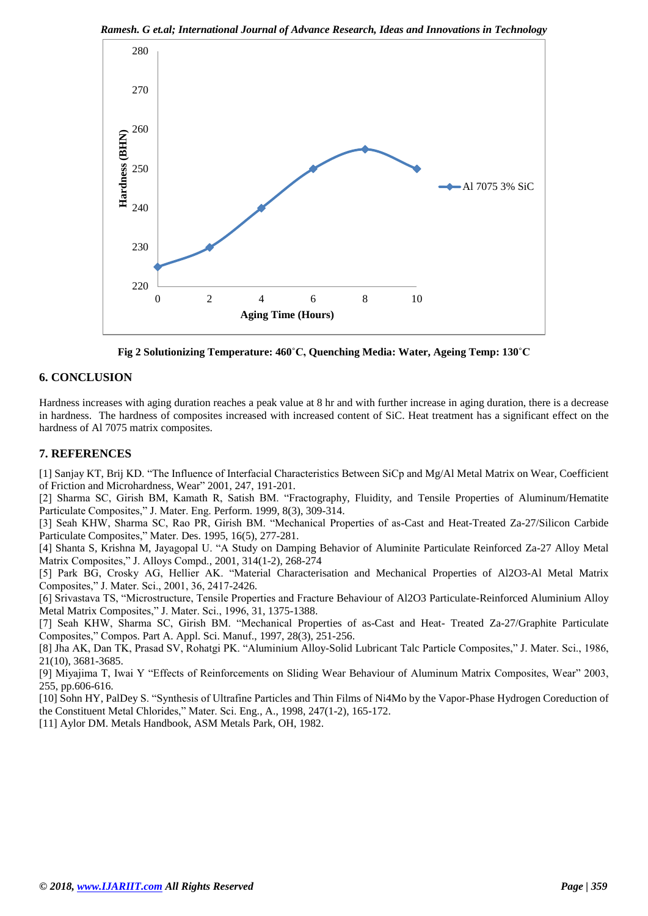280

270

260

250

240

230

220

Hardness (BHN)

0 2 4 6 8 10

Aging Time (Hours)

Al 7075 3% SiC

**Fig 2 Solutionizing Temperature: 460˚C, Quenching Media: Water, Ageing Temp: 130˚C**

## 6. CONCLUSION

Hardness increases with aging duration reaches a peak value at 8 hr and with further increase in aging duration, there is a decrease in hardness. The hardness of composites increased with increased content of SiC. Heat treatment has a significant effect on the hardness of Al 7075 matrix composites.

## 7. REFERENCES

[1] Sanjay KT, Brij KD. "The Influence of Interfacial Characteristics Between SiCp and Mg/Al Metal Matrix on Wear, Coefficient of Friction and Microhardness, Wear" 2001, 247, 191-201.

[2] Sharma SC, Girish BM, Kamath R, Satish BM. "Fractography, Fluidity, and Tensile Properties of Aluminum/Hematite Particulate Composites," J. Mater. Eng. Perform. 1999, 8(3), 309-314.

[3] Seah KHW, Sharma SC, Rao PR, Girish BM. "Mechanical Properties of as-Cast and Heat-Treated Za-27/Silicon Carbide Particulate Composites," Mater. Des. 1995, 16(5), 277-281.

[4] Shanta S, Krishna M, Jayagopal U. "A Study on Damping Behavior of Aluminite Particulate Reinforced Za-27 Alloy Metal Matrix Composites," J. Alloys Compd., 2001, 314(1-2), 268-274

[5] Park BG, Crosky AG, Hellier AK. "Material Characterisation and Mechanical Properties of Al2O3-Al Metal Matrix Composites," J. Mater. Sci., 2001, 36, 2417-2426.

[6] Srivastava TS, "Microstructure, Tensile Properties and Fracture Behaviour of Al2O3 Particulate-Reinforced Aluminium Alloy Metal Matrix Composites," J. Mater. Sci., 1996, 31, 1375-1388.

[7] Seah KHW, Sharma SC, Girish BM. "Mechanical Properties of as-Cast and Heat- Treated Za-27/Graphite Particulate Composites," Compos. Part A. Appl. Sci. Manuf., 1997, 28(3), 251-256.

[8] Jha AK, Dan TK, Prasad SV, Rohatgi PK. "Aluminium Alloy-Solid Lubricant Talc Particle Composites," J. Mater. Sci., 1986, 21(10), 3681-3685.

[9] Miyajima T, Iwai Y "Effects of Reinforcements on Sliding Wear Behaviour of Aluminum Matrix Composites, Wear" 2003, 255, pp.606-616.

[10] Sohn HY, PalDey S. "Synthesis of Ultrafine Particles and Thin Films of Ni4Mo by the Vapor-Phase Hydrogen Coreduction of the Constituent Metal Chlorides," Mater. Sci. Eng., A., 1998, 247(1-2), 165-172.

[11] Aylor DM. Metals Handbook, ASM Metals Park, OH, 1982.